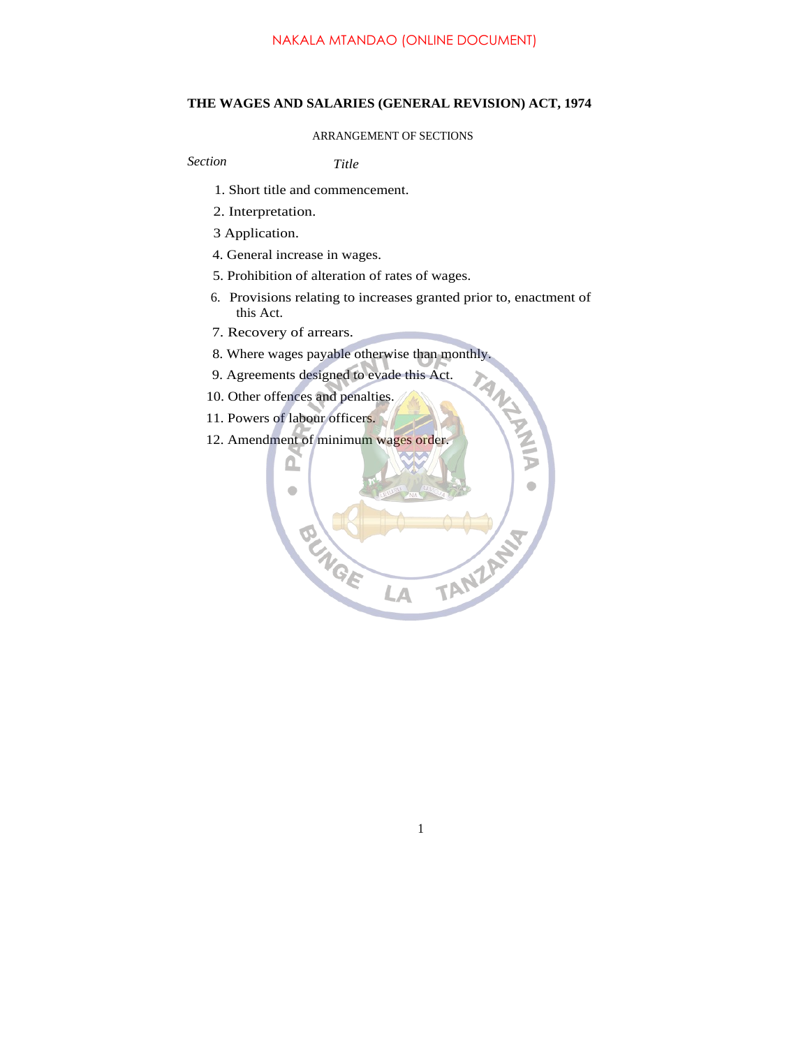# THE WAGES AND SALARIES (GENERAL REVISION) ACT, 1974

ARRANGEMENT OF SECTIONS

| *Section* | *Title* |
|---|---|
| 1. | Short title and commencement. |
| 2. | Interpretation. |
| 3 | Application. |
| 4. | General increase in wages. |
| 5. | Prohibition of alteration of rates of wages. |
| 6. | Provisions relating to increases granted prior to, enactment of this Act. |
| 7. | Recovery of arrears. |
| 8. | Where wages payable otherwise than monthly. |
| 9. | Agreements designed to evade this Act. |
| 10. | Other offences and penalties. |
| 11. | Powers of labour officers. |
| 12. | Amendment of minimum wages order. |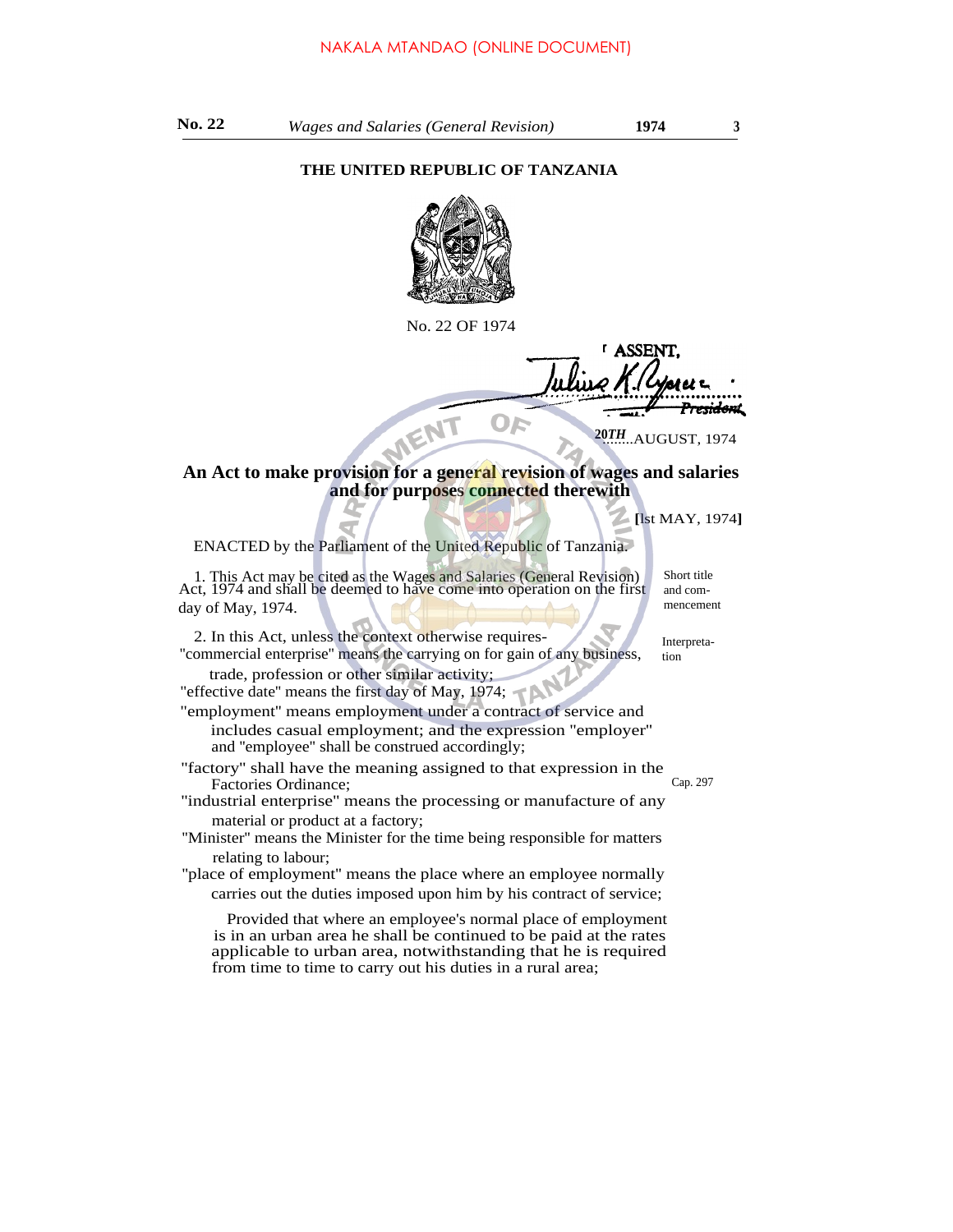**THE UNITED REPUBLIC OF TANZANIA**

No. 22 OF 1974

I ASSENT,

Julius K. Nyerere
*President*

20TH AUGUST, 1974

## An Act to make provision for a general revision of wages and salaries and for purposes connected therewith

[1st MAY, 1974]

ENACTED by the Parliament of the United Republic of Tanzania.

*Short title and commencement*

1. This Act may be cited as the Wages and Salaries (General Revision) Act, 1974 and shall be deemed to have come into operation on the first day of May, 1974.

*Interpretation*

2. In this Act, unless the context otherwise requires-

"commercial enterprise" means the carrying on for gain of any business, trade, profession or other similar activity;

"effective date" means the first day of May, 1974;

"employment" means employment under a contract of service and includes casual employment; and the expression "employer" and "employee" shall be construed accordingly;

"factory" shall have the meaning assigned to that expression in the Factories Ordinance; *(Cap. 297)*

"industrial enterprise" means the processing or manufacture of any material or product at a factory;

"Minister" means the Minister for the time being responsible for matters relating to labour;

"place of employment" means the place where an employee normally carries out the duties imposed upon him by his contract of service;

Provided that where an employee's normal place of employment is in an urban area he shall be continued to be paid at the rates applicable to urban area, notwithstanding that he is required from time to time to carry out his duties in a rural area;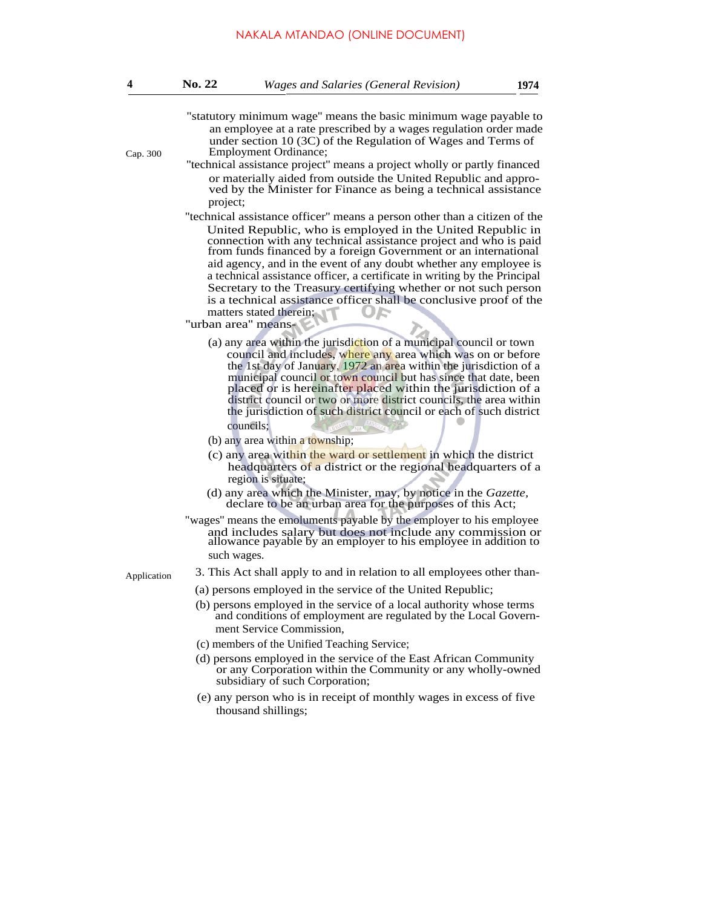"statutory minimum wage" means the basic minimum wage payable to an employee at a rate prescribed by a wages regulation order made under section 10 (3C) of the Regulation of Wages and Terms of Employment Ordinance;

Cap. 300

"technical assistance project" means a project wholly or partly financed or materially aided from outside the United Republic and approved by the Minister for Finance as being a technical assistance project;

"technical assistance officer" means a person other than a citizen of the United Republic, who is employed in the United Republic in connection with any technical assistance project and who is paid from funds financed by a foreign Government or an international aid agency, and in the event of any doubt whether any employee is a technical assistance officer, a certificate in writing by the Principal Secretary to the Treasury certifying whether or not such person is a technical assistance officer shall be conclusive proof of the matters stated therein;

"urban area" means-

(a) any area within the jurisdiction of a municipal council or town council and includes, where any area which was on or before the 1st day of January, 1972 an area within the jurisdiction of a municipal council or town council but has since that date, been placed or is hereinafter placed within the jurisdiction of a district council or two or more district councils, the area within the jurisdiction of such district council or each of such district councils;

(b) any area within a township;

(c) any area within the ward or settlement in which the district headquarters of a district or the regional headquarters of a region is situate;

(d) any area which the Minister, may, by notice in the *Gazette*, declare to be an urban area for the purposes of this Act;

"wages" means the emoluments payable by the employer to his employee and includes salary but does not include any commission or allowance payable by an employer to his employee in addition to such wages.

Application

3. This Act shall apply to and in relation to all employees other than-

(a) persons employed in the service of the United Republic;

(b) persons employed in the service of a local authority whose terms and conditions of employment are regulated by the Local Government Service Commission,

(c) members of the Unified Teaching Service;

(d) persons employed in the service of the East African Community or any Corporation within the Community or any wholly-owned subsidiary of such Corporation;

(e) any person who is in receipt of monthly wages in excess of five thousand shillings;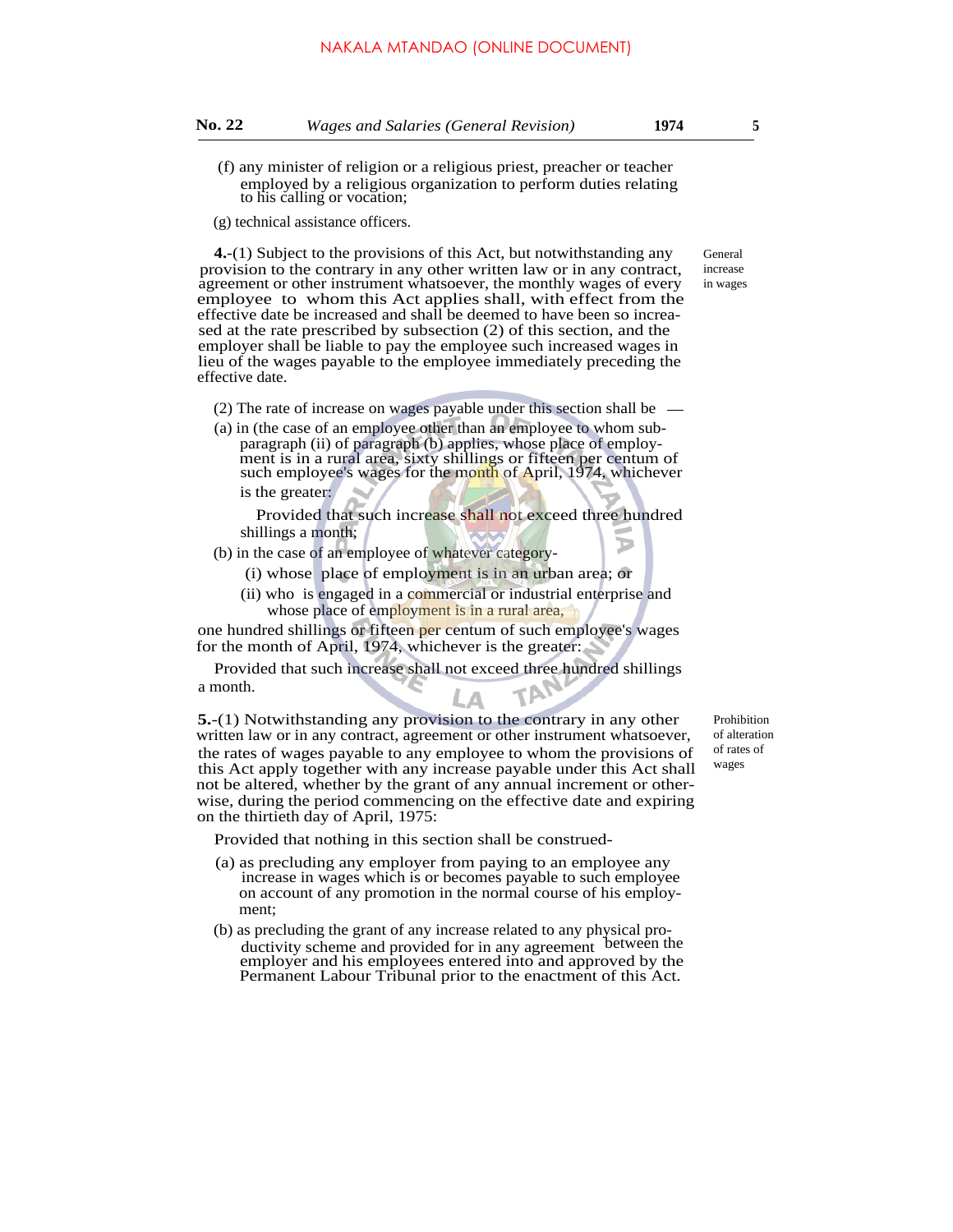(f) any minister of religion or a religious priest, preacher or teacher employed by a religious organization to perform duties relating to his calling or vocation;

(g) technical assistance officers.

**General increase in wages**

**4.**-(1) Subject to the provisions of this Act, but notwithstanding any provision to the contrary in any other written law or in any contract, agreement or other instrument whatsoever, the monthly wages of every employee to whom this Act applies shall, with effect from the effective date be increased and shall be deemed to have been so increased at the rate prescribed by subsection (2) of this section, and the employer shall be liable to pay the employee such increased wages in lieu of the wages payable to the employee immediately preceding the effective date.

(2) The rate of increase on wages payable under this section shall be —

(a) in (the case of an employee other than an employee to whom sub-paragraph (ii) of paragraph (b) applies, whose place of employment is in a rural area, sixty shillings or fifteen per centum of such employee's wages for the month of April, 1974, whichever is the greater:

Provided that such increase shall not exceed three hundred shillings a month;

(b) in the case of an employee of whatever category-

(i) whose place of employment is in an urban area; or

(ii) who is engaged in a commercial or industrial enterprise and whose place of employment is in a rural area,

one hundred shillings or fifteen per centum of such employee's wages for the month of April, 1974, whichever is the greater:

Provided that such increase shall not exceed three hundred shillings a month.

**Prohibition of alteration of rates of wages**

**5.**-(1) Notwithstanding any provision to the contrary in any other written law or in any contract, agreement or other instrument whatsoever, the rates of wages payable to any employee to whom the provisions of this Act apply together with any increase payable under this Act shall not be altered, whether by the grant of any annual increment or otherwise, during the period commencing on the effective date and expiring on the thirtieth day of April, 1975:

Provided that nothing in this section shall be construed-

(a) as precluding any employer from paying to an employee any increase in wages which is or becomes payable to such employee on account of any promotion in the normal course of his employment;

(b) as precluding the grant of any increase related to any physical productivity scheme and provided for in any agreement between the employer and his employees entered into and approved by the Permanent Labour Tribunal prior to the enactment of this Act.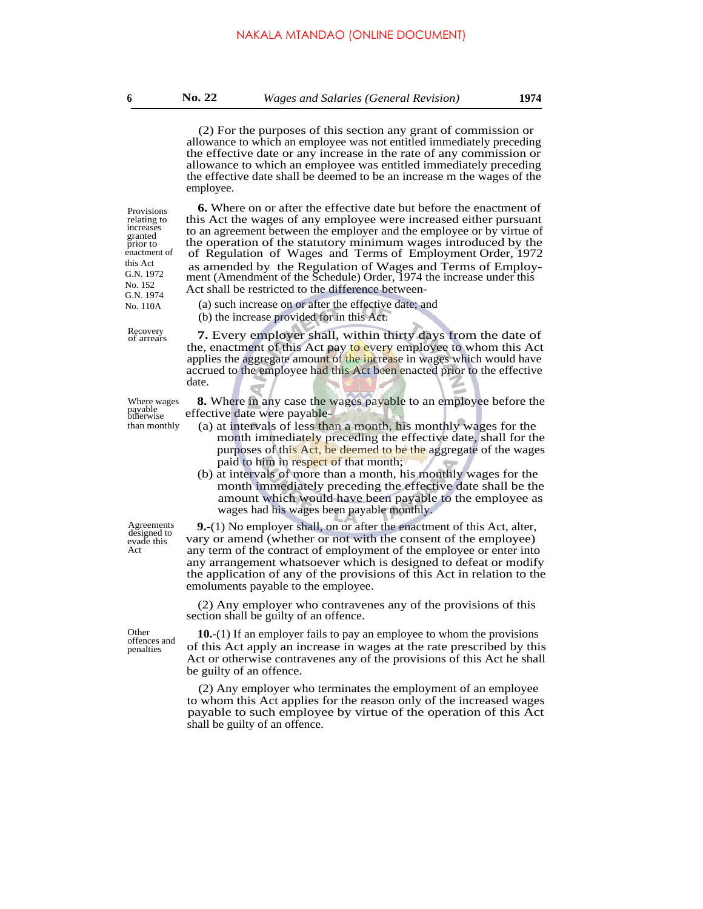(2) For the purposes of this section any grant of commission or allowance to which an employee was not entitled immediately preceding the effective date or any increase in the rate of any commission or allowance to which an employee was entitled immediately preceding the effective date shall be deemed to be an increase m the wages of the employee.

Provisions relating to increases granted prior to enactment of this Act G.N. 1972 No. 152 G.N. 1974 No. 110A

**6.** Where on or after the effective date but before the enactment of this Act the wages of any employee were increased either pursuant to an agreement between the employer and the employee or by virtue of the operation of the statutory minimum wages introduced by the of Regulation of Wages and Terms of Employment Order, 1972 as amended by the Regulation of Wages and Terms of Employment (Amendment of the Schedule) Order, 1974 the increase under this Act shall be restricted to the difference between-

(a) such increase on or after the effective date; and

(b) the increase provided for in this Act.

Recovery of arrears

**7.** Every employer shall, within thirty days from the date of the, enactment of this Act pay to every employee to whom this Act applies the aggregate amount of the increase in wages which would have accrued to the employee had this Act been enacted prior to the effective date.

Where wages payable otherwise than monthly

**8.** Where in any case the wages payable to an employee before the effective date were payable-

(a) at intervals of less than a month, his monthly wages for the month immediately preceding the effective date, shall for the purposes of this Act, be deemed to be the aggregate of the wages paid to him in respect of that month;

(b) at intervals of more than a month, his monthly wages for the month immediately preceding the effective date shall be the amount which would have been payable to the employee as wages had his wages been payable monthly.

Agreements designed to evade this Act

**9.**-(1) No employer shall, on or after the enactment of this Act, alter, vary or amend (whether or not with the consent of the employee) any term of the contract of employment of the employee or enter into any arrangement whatsoever which is designed to defeat or modify the application of any of the provisions of this Act in relation to the emoluments payable to the employee.

(2) Any employer who contravenes any of the provisions of this section shall be guilty of an offence.

Other offences and penalties

**10.**-(1) If an employer fails to pay an employee to whom the provisions of this Act apply an increase in wages at the rate prescribed by this Act or otherwise contravenes any of the provisions of this Act he shall be guilty of an offence.

(2) Any employer who terminates the employment of an employee to whom this Act applies for the reason only of the increased wages payable to such employee by virtue of the operation of this Act shall be guilty of an offence.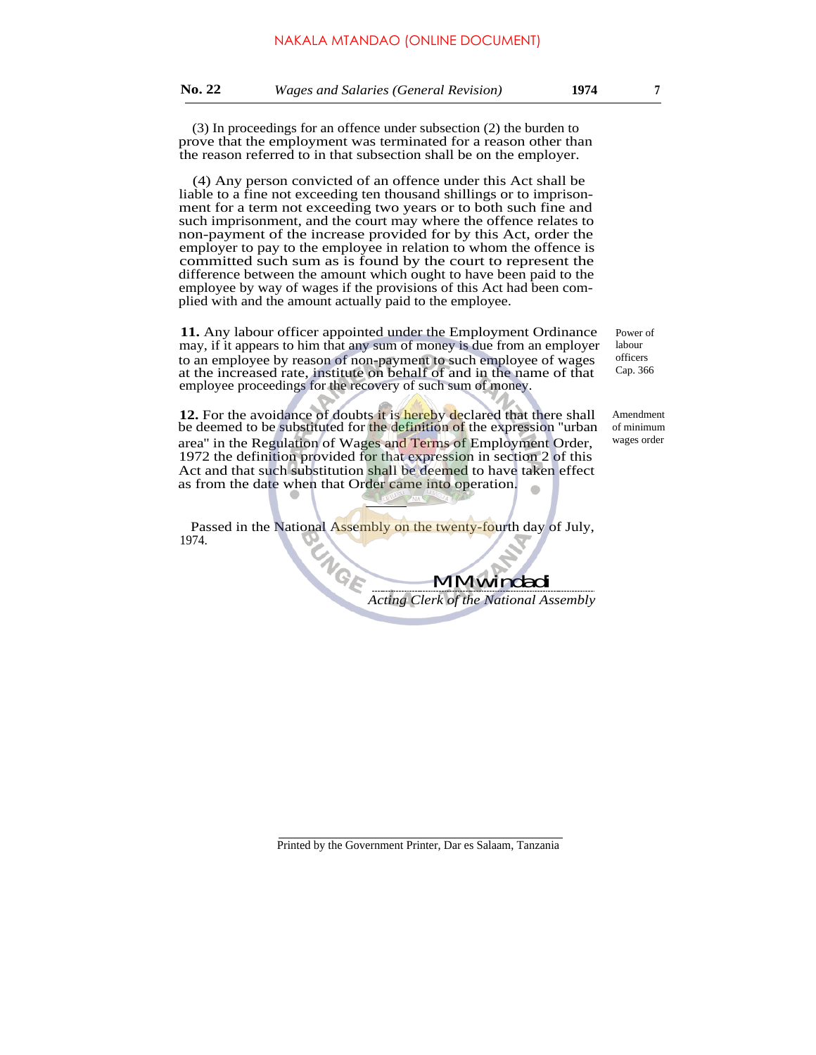(3) In proceedings for an offence under subsection (2) the burden to prove that the employment was terminated for a reason other than the reason referred to in that subsection shall be on the employer.

(4) Any person convicted of an offence under this Act shall be liable to a fine not exceeding ten thousand shillings or to imprisonment for a term not exceeding two years or to both such fine and such imprisonment, and the court may where the offence relates to non-payment of the increase provided for by this Act, order the employer to pay to the employee in relation to whom the offence is committed such sum as is found by the court to represent the difference between the amount which ought to have been paid to the employee by way of wages if the provisions of this Act had been complied with and the amount actually paid to the employee.

Power of labour officers Cap. 366

**11.** Any labour officer appointed under the Employment Ordinance may, if it appears to him that any sum of money is due from an employer to an employee by reason of non-payment to such employee of wages at the increased rate, institute on behalf of and in the name of that employee proceedings for the recovery of such sum of money.

Amendment of minimum wages order

**12.** For the avoidance of doubts it is hereby declared that there shall be deemed to be substituted for the definition of the expression "urban area" in the Regulation of Wages and Terms of Employment Order, 1972 the definition provided for that expression in section 2 of this Act and that such substitution shall be deemed to have taken effect as from the date when that Order came into operation.

Passed in the National Assembly on the twenty-fourth day of July, 1974.

M Mwindadi

*Acting Clerk of the National Assembly*

Printed by the Government Printer, Dar es Salaam, Tanzania